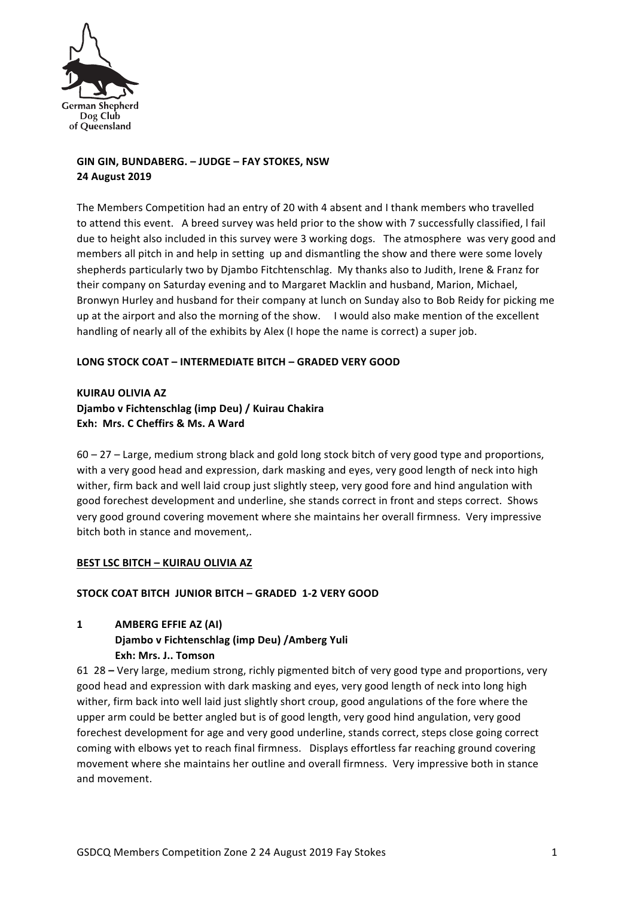German Shepherd Dog Club of Queensland

**GIN GIN, BUNDABERG. – JUDGE – FAY STOKES, NSW**
**24 August 2019**

The Members Competition had an entry of 20 with 4 absent and I thank members who travelled to attend this event. A breed survey was held prior to the show with 7 successfully classified, I fail due to height also included in this survey were 3 working dogs. The atmosphere was very good and members all pitch in and help in setting up and dismantling the show and there were some lovely shepherds particularly two by Djambo Fitchtenschlag. My thanks also to Judith, Irene & Franz for their company on Saturday evening and to Margaret Macklin and husband, Marion, Michael, Bronwyn Hurley and husband for their company at lunch on Sunday also to Bob Reidy for picking me up at the airport and also the morning of the show. I would also make mention of the excellent handling of nearly all of the exhibits by Alex (I hope the name is correct) a super job.

**LONG STOCK COAT – INTERMEDIATE BITCH – GRADED VERY GOOD**

**KUIRAU OLIVIA AZ**
**Djambo v Fichtenschlag (imp Deu) / Kuirau Chakira**
**Exh: Mrs. C Cheffirs & Ms. A Ward**

60 – 27 – Large, medium strong black and gold long stock bitch of very good type and proportions, with a very good head and expression, dark masking and eyes, very good length of neck into high wither, firm back and well laid croup just slightly steep, very good fore and hind angulation with good forechest development and underline, she stands correct in front and steps correct. Shows very good ground covering movement where she maintains her overall firmness. Very impressive bitch both in stance and movement,.

**BEST LSC BITCH – KUIRAU OLIVIA AZ**

**STOCK COAT BITCH JUNIOR BITCH – GRADED 1-2 VERY GOOD**

**1 AMBERG EFFIE AZ (AI)**
**Djambo v Fichtenschlag (imp Deu) /Amberg Yuli**
**Exh: Mrs. J.. Tomson**

61 28 **–** Very large, medium strong, richly pigmented bitch of very good type and proportions, very good head and expression with dark masking and eyes, very good length of neck into long high wither, firm back into well laid just slightly short croup, good angulations of the fore where the upper arm could be better angled but is of good length, very good hind angulation, very good forechest development for age and very good underline, stands correct, steps close going correct coming with elbows yet to reach final firmness. Displays effortless far reaching ground covering movement where she maintains her outline and overall firmness. Very impressive both in stance and movement.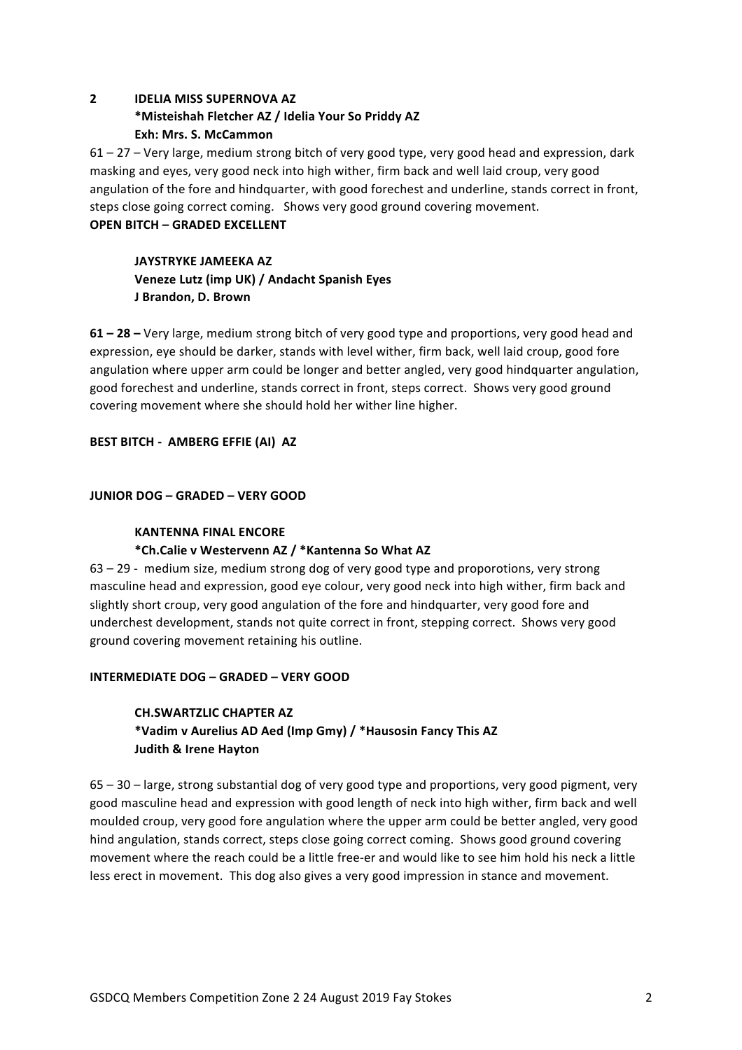**2 IDELIA MISS SUPERNOVA AZ**
**\*Misteishah Fletcher AZ / Idelia Your So Priddy AZ**
**Exh: Mrs. S. McCammon**

61 – 27 – Very large, medium strong bitch of very good type, very good head and expression, dark masking and eyes, very good neck into high wither, firm back and well laid croup, very good angulation of the fore and hindquarter, with good forechest and underline, stands correct in front, steps close going correct coming. Shows very good ground covering movement.

**OPEN BITCH – GRADED EXCELLENT**

**JAYSTRYKE JAMEEKA AZ**
**Veneze Lutz (imp UK) / Andacht Spanish Eyes**
**J Brandon, D. Brown**

**61 – 28 –** Very large, medium strong bitch of very good type and proportions, very good head and expression, eye should be darker, stands with level wither, firm back, well laid croup, good fore angulation where upper arm could be longer and better angled, very good hindquarter angulation, good forechest and underline, stands correct in front, steps correct. Shows very good ground covering movement where she should hold her wither line higher.

**BEST BITCH - AMBERG EFFIE (AI) AZ**

**JUNIOR DOG – GRADED – VERY GOOD**

**KANTENNA FINAL ENCORE**
**\*Ch.Calie v Westervenn AZ / \*Kantenna So What AZ**

63 – 29 - medium size, medium strong dog of very good type and proporotions, very strong masculine head and expression, good eye colour, very good neck into high wither, firm back and slightly short croup, very good angulation of the fore and hindquarter, very good fore and underchest development, stands not quite correct in front, stepping correct. Shows very good ground covering movement retaining his outline.

**INTERMEDIATE DOG – GRADED – VERY GOOD**

**CH.SWARTZLIC CHAPTER AZ**
**\*Vadim v Aurelius AD Aed (Imp Gmy) / \*Hausosin Fancy This AZ**
**Judith & Irene Hayton**

65 – 30 – large, strong substantial dog of very good type and proportions, very good pigment, very good masculine head and expression with good length of neck into high wither, firm back and well moulded croup, very good fore angulation where the upper arm could be better angled, very good hind angulation, stands correct, steps close going correct coming. Shows good ground covering movement where the reach could be a little free-er and would like to see him hold his neck a little less erect in movement. This dog also gives a very good impression in stance and movement.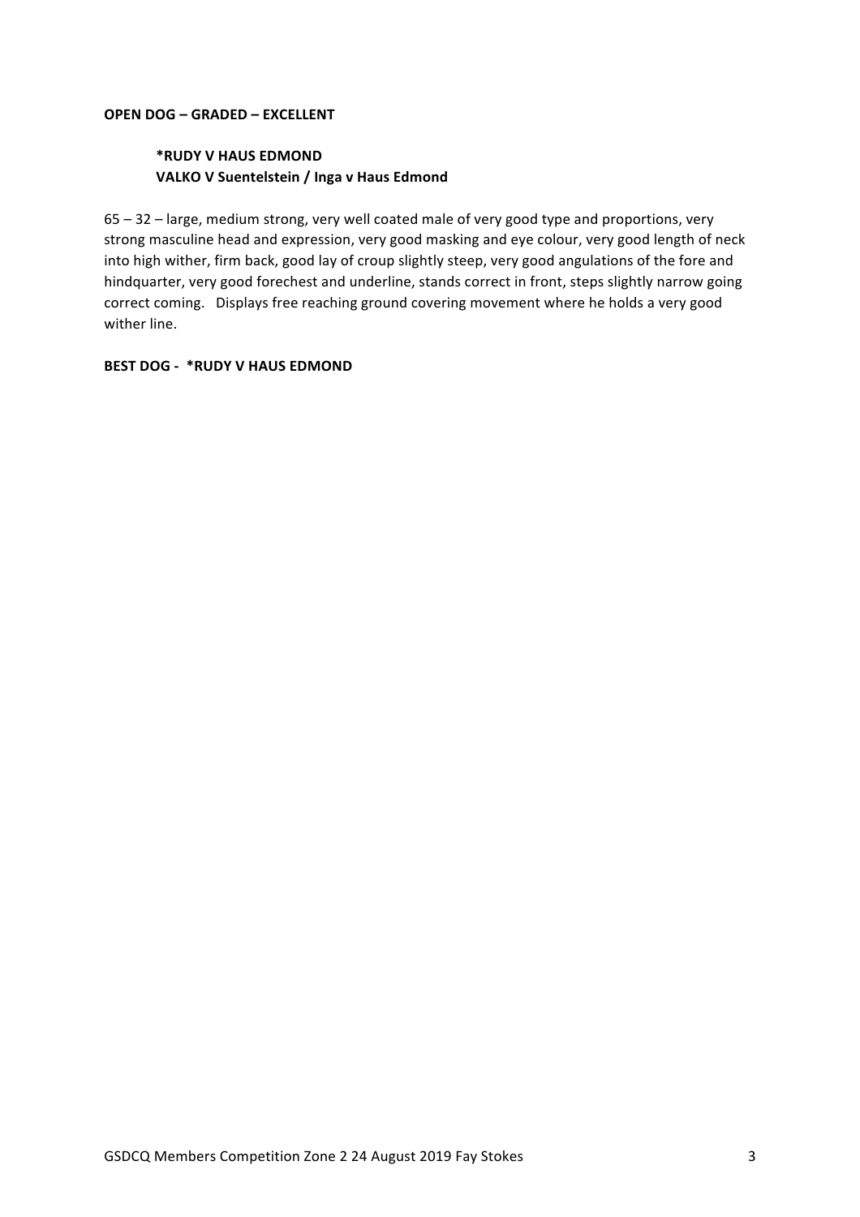**OPEN DOG – GRADED – EXCELLENT**

**\*RUDY V HAUS EDMOND**
**VALKO V Suentelstein / Inga v Haus Edmond**

65 – 32 – large, medium strong, very well coated male of very good type and proportions, very strong masculine head and expression, very good masking and eye colour, very good length of neck into high wither, firm back, good lay of croup slightly steep, very good angulations of the fore and hindquarter, very good forechest and underline, stands correct in front, steps slightly narrow going correct coming. Displays free reaching ground covering movement where he holds a very good wither line.

**BEST DOG - \*RUDY V HAUS EDMOND**